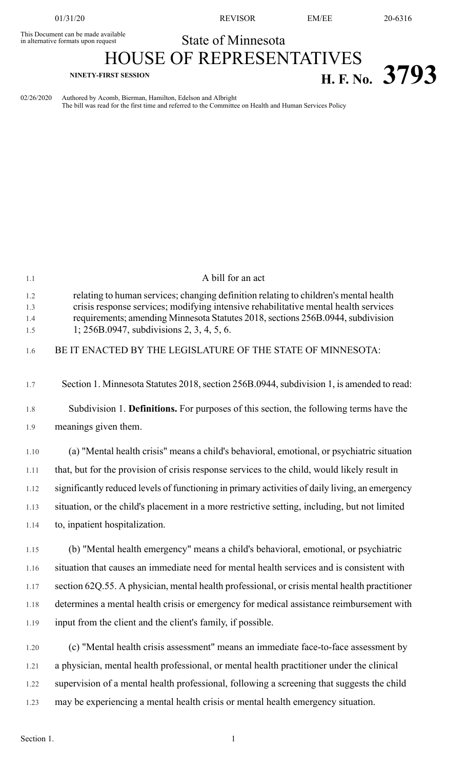This Document can be made available in alternative formats upon request

# State of Minnesota

# HOUSE OF REPRESENTATIVES

**NINETY-FIRST SESSION**

# H. F. No. 3793

02/26/2020 Authored by Acomb, Bierman, Hamilton, Edelson and Albright
The bill was read for the first time and referred to the Committee on Health and Human Services Policy

A bill for an act

relating to human services; changing definition relating to children's mental health crisis response services; modifying intensive rehabilitative mental health services requirements; amending Minnesota Statutes 2018, sections 256B.0944, subdivision 1; 256B.0947, subdivisions 2, 3, 4, 5, 6.

BE IT ENACTED BY THE LEGISLATURE OF THE STATE OF MINNESOTA:

Section 1. Minnesota Statutes 2018, section 256B.0944, subdivision 1, is amended to read:

Subdivision 1. **Definitions.** For purposes of this section, the following terms have the meanings given them.

(a) "Mental health crisis" means a child's behavioral, emotional, or psychiatric situation that, but for the provision of crisis response services to the child, would likely result in significantly reduced levels of functioning in primary activities of daily living, an emergency situation, or the child's placement in a more restrictive setting, including, but not limited to, inpatient hospitalization.

(b) "Mental health emergency" means a child's behavioral, emotional, or psychiatric situation that causes an immediate need for mental health services and is consistent with section 62Q.55. A physician, mental health professional, or crisis mental health practitioner determines a mental health crisis or emergency for medical assistance reimbursement with input from the client and the client's family, if possible.

(c) "Mental health crisis assessment" means an immediate face-to-face assessment by a physician, mental health professional, or mental health practitioner under the clinical supervision of a mental health professional, following a screening that suggests the child may be experiencing a mental health crisis or mental health emergency situation.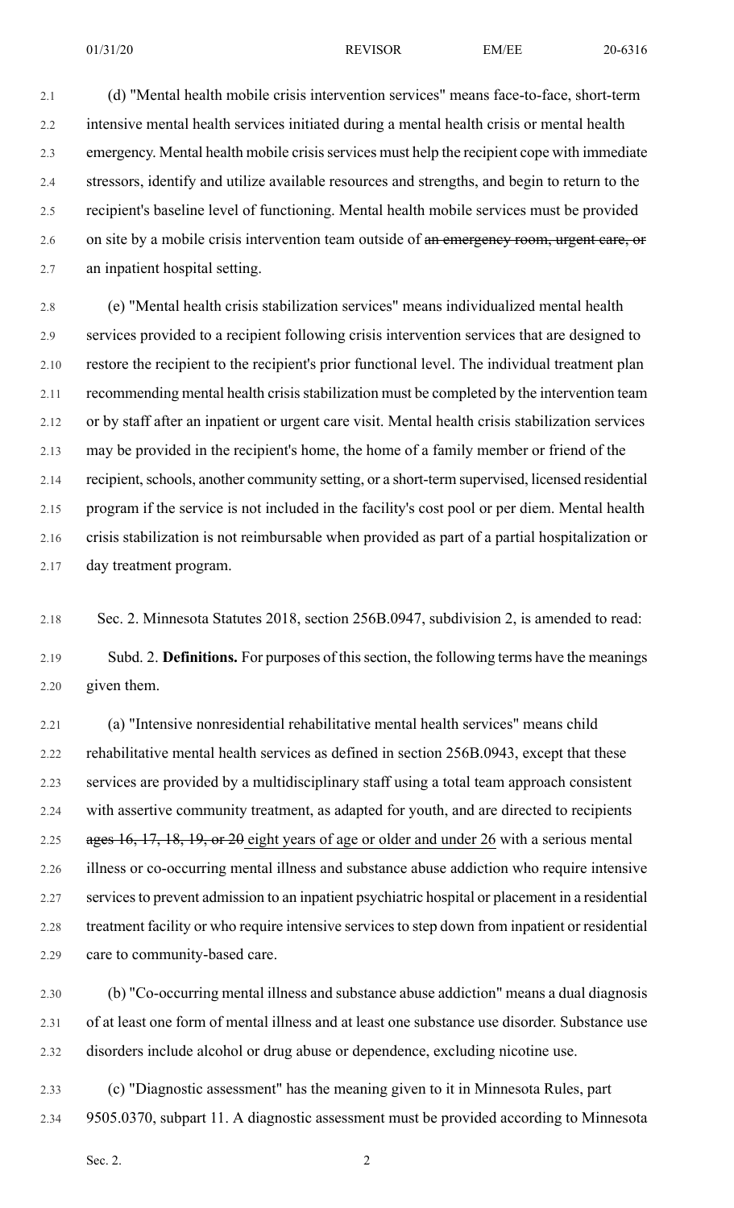(d) "Mental health mobile crisis intervention services" means face-to-face, short-term intensive mental health services initiated during a mental health crisis or mental health emergency. Mental health mobile crisis services must help the recipient cope with immediate stressors, identify and utilize available resources and strengths, and begin to return to the recipient's baseline level of functioning. Mental health mobile services must be provided on site by a mobile crisis intervention team outside of ~~an emergency room, urgent care, or~~ an inpatient hospital setting.

(e) "Mental health crisis stabilization services" means individualized mental health services provided to a recipient following crisis intervention services that are designed to restore the recipient to the recipient's prior functional level. The individual treatment plan recommending mental health crisis stabilization must be completed by the intervention team or by staff after an inpatient or urgent care visit. Mental health crisis stabilization services may be provided in the recipient's home, the home of a family member or friend of the recipient, schools, another community setting, or a short-term supervised, licensed residential program if the service is not included in the facility's cost pool or per diem. Mental health crisis stabilization is not reimbursable when provided as part of a partial hospitalization or day treatment program.

Sec. 2. Minnesota Statutes 2018, section 256B.0947, subdivision 2, is amended to read:

Subd. 2. **Definitions.** For purposes of this section, the following terms have the meanings given them.

(a) "Intensive nonresidential rehabilitative mental health services" means child rehabilitative mental health services as defined in section 256B.0943, except that these services are provided by a multidisciplinary staff using a total team approach consistent with assertive community treatment, as adapted for youth, and are directed to recipients ~~ages 16, 17, 18, 19, or 20~~ <u>eight years of age or older and under 26</u> with a serious mental illness or co-occurring mental illness and substance abuse addiction who require intensive services to prevent admission to an inpatient psychiatric hospital or placement in a residential treatment facility or who require intensive services to step down from inpatient or residential care to community-based care.

(b) "Co-occurring mental illness and substance abuse addiction" means a dual diagnosis of at least one form of mental illness and at least one substance use disorder. Substance use disorders include alcohol or drug abuse or dependence, excluding nicotine use.

(c) "Diagnostic assessment" has the meaning given to it in Minnesota Rules, part 9505.0370, subpart 11. A diagnostic assessment must be provided according to Minnesota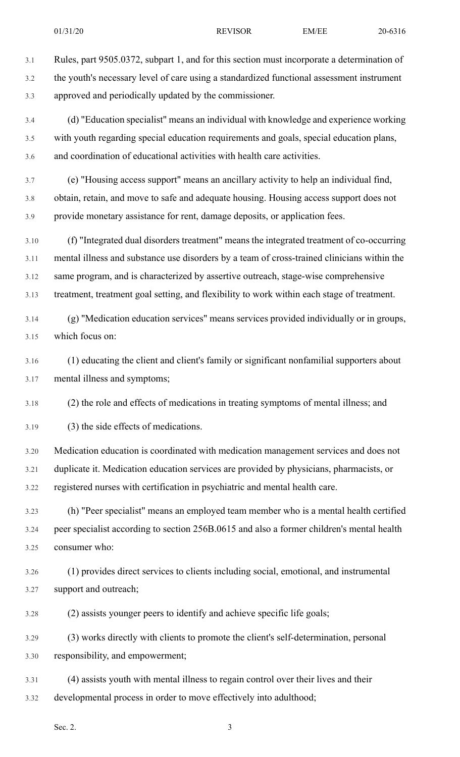Rules, part 9505.0372, subpart 1, and for this section must incorporate a determination of the youth's necessary level of care using a standardized functional assessment instrument approved and periodically updated by the commissioner.

(d) "Education specialist" means an individual with knowledge and experience working with youth regarding special education requirements and goals, special education plans, and coordination of educational activities with health care activities.

(e) "Housing access support" means an ancillary activity to help an individual find, obtain, retain, and move to safe and adequate housing. Housing access support does not provide monetary assistance for rent, damage deposits, or application fees.

(f) "Integrated dual disorders treatment" means the integrated treatment of co-occurring mental illness and substance use disorders by a team of cross-trained clinicians within the same program, and is characterized by assertive outreach, stage-wise comprehensive treatment, treatment goal setting, and flexibility to work within each stage of treatment.

(g) "Medication education services" means services provided individually or in groups, which focus on:

(1) educating the client and client's family or significant nonfamilial supporters about mental illness and symptoms;

(2) the role and effects of medications in treating symptoms of mental illness; and

(3) the side effects of medications.

Medication education is coordinated with medication management services and does not duplicate it. Medication education services are provided by physicians, pharmacists, or registered nurses with certification in psychiatric and mental health care.

(h) "Peer specialist" means an employed team member who is a mental health certified peer specialist according to section 256B.0615 and also a former children's mental health consumer who:

(1) provides direct services to clients including social, emotional, and instrumental support and outreach;

(2) assists younger peers to identify and achieve specific life goals;

(3) works directly with clients to promote the client's self-determination, personal responsibility, and empowerment;

(4) assists youth with mental illness to regain control over their lives and their developmental process in order to move effectively into adulthood;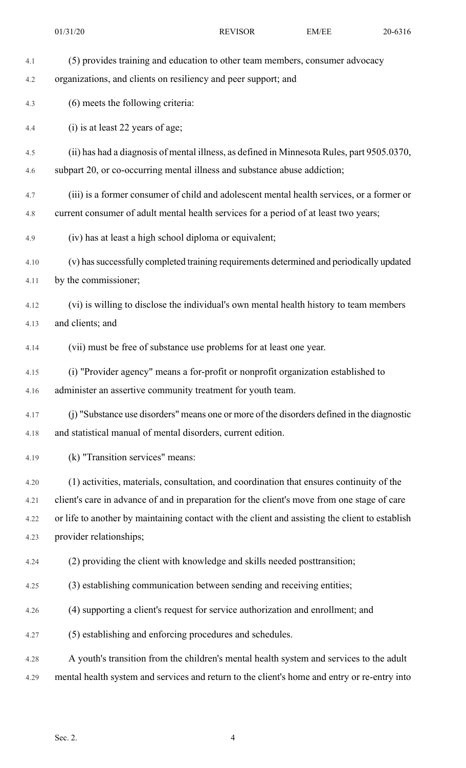(5) provides training and education to other team members, consumer advocacy organizations, and clients on resiliency and peer support; and

(6) meets the following criteria:

(i) is at least 22 years of age;

(ii) has had a diagnosis of mental illness, as defined in Minnesota Rules, part 9505.0370, subpart 20, or co-occurring mental illness and substance abuse addiction;

(iii) is a former consumer of child and adolescent mental health services, or a former or current consumer of adult mental health services for a period of at least two years;

(iv) has at least a high school diploma or equivalent;

(v) has successfully completed training requirements determined and periodically updated by the commissioner;

(vi) is willing to disclose the individual's own mental health history to team members and clients; and

(vii) must be free of substance use problems for at least one year.

(i) "Provider agency" means a for-profit or nonprofit organization established to administer an assertive community treatment for youth team.

(j) "Substance use disorders" means one or more of the disorders defined in the diagnostic and statistical manual of mental disorders, current edition.

(k) "Transition services" means:

(1) activities, materials, consultation, and coordination that ensures continuity of the client's care in advance of and in preparation for the client's move from one stage of care or life to another by maintaining contact with the client and assisting the client to establish provider relationships;

(2) providing the client with knowledge and skills needed posttransition;

(3) establishing communication between sending and receiving entities;

(4) supporting a client's request for service authorization and enrollment; and

(5) establishing and enforcing procedures and schedules.

A youth's transition from the children's mental health system and services to the adult mental health system and services and return to the client's home and entry or re-entry into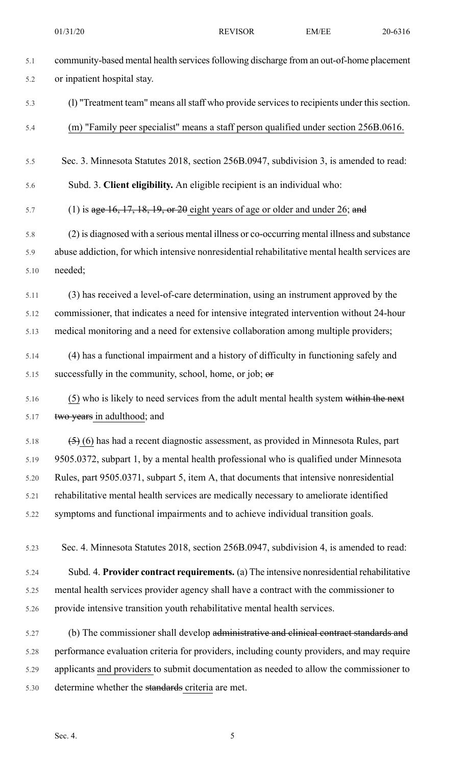community-based mental health services following discharge from an out-of-home placement or inpatient hospital stay.

(l) "Treatment team" means all staff who provide services to recipients under this section.

(m) "Family peer specialist" means a staff person qualified under section 256B.0616.

Sec. 3. Minnesota Statutes 2018, section 256B.0947, subdivision 3, is amended to read:

Subd. 3. **Client eligibility.** An eligible recipient is an individual who:

(1) is ~~age 16, 17, 18, 19, or 20~~ eight years of age or older and under 26; ~~and~~

(2) is diagnosed with a serious mental illness or co-occurring mental illness and substance abuse addiction, for which intensive nonresidential rehabilitative mental health services are needed;

(3) has received a level-of-care determination, using an instrument approved by the commissioner, that indicates a need for intensive integrated intervention without 24-hour medical monitoring and a need for extensive collaboration among multiple providers;

(4) has a functional impairment and a history of difficulty in functioning safely and successfully in the community, school, home, or job; ~~or~~

(5) who is likely to need services from the adult mental health system ~~within the next two years~~ in adulthood; and

~~(5)~~ (6) has had a recent diagnostic assessment, as provided in Minnesota Rules, part 9505.0372, subpart 1, by a mental health professional who is qualified under Minnesota Rules, part 9505.0371, subpart 5, item A, that documents that intensive nonresidential rehabilitative mental health services are medically necessary to ameliorate identified symptoms and functional impairments and to achieve individual transition goals.

Sec. 4. Minnesota Statutes 2018, section 256B.0947, subdivision 4, is amended to read:

Subd. 4. **Provider contract requirements.** (a) The intensive nonresidential rehabilitative mental health services provider agency shall have a contract with the commissioner to provide intensive transition youth rehabilitative mental health services.

(b) The commissioner shall develop ~~administrative and clinical contract standards and~~ performance evaluation criteria for providers, including county providers, and may require applicants and providers to submit documentation as needed to allow the commissioner to determine whether the ~~standards~~ criteria are met.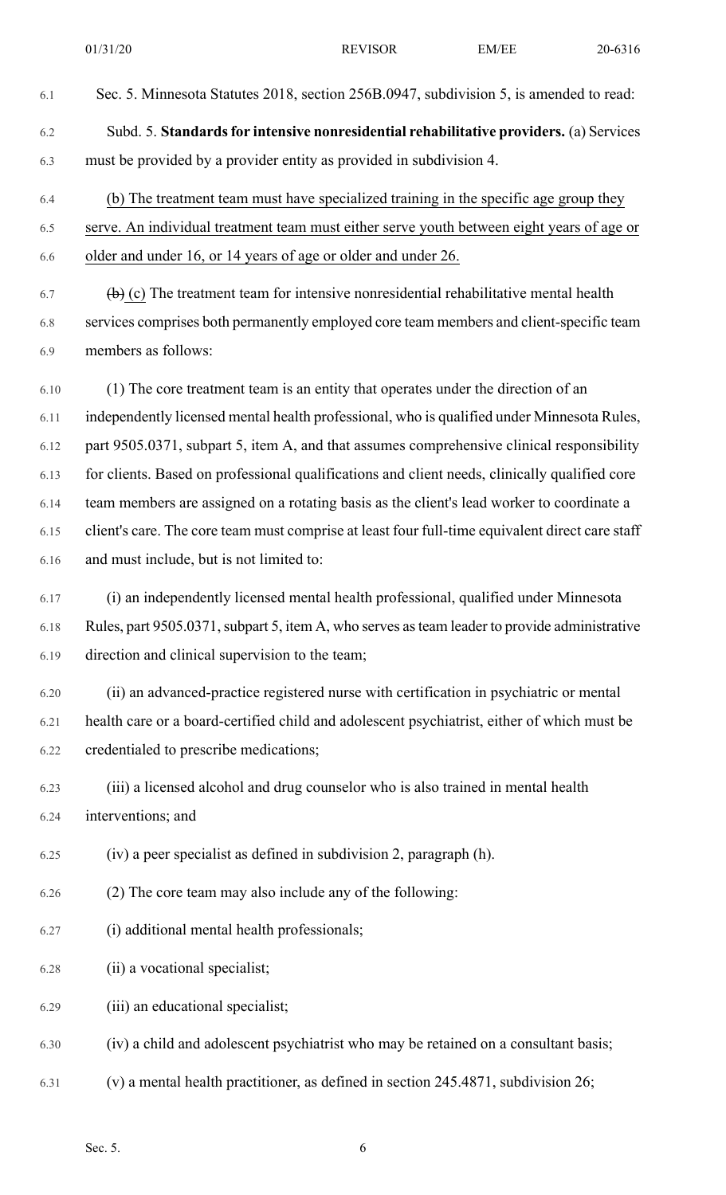Sec. 5. Minnesota Statutes 2018, section 256B.0947, subdivision 5, is amended to read:

Subd. 5. **Standards for intensive nonresidential rehabilitative providers.** (a) Services must be provided by a provider entity as provided in subdivision 4.

<u>(b) The treatment team must have specialized training in the specific age group they serve. An individual treatment team must either serve youth between eight years of age or older and under 16, or 14 years of age or older and under 26.</u>

~~(b)~~ <u>(c)</u> The treatment team for intensive nonresidential rehabilitative mental health services comprises both permanently employed core team members and client-specific team members as follows:

(1) The core treatment team is an entity that operates under the direction of an independently licensed mental health professional, who is qualified under Minnesota Rules, part 9505.0371, subpart 5, item A, and that assumes comprehensive clinical responsibility for clients. Based on professional qualifications and client needs, clinically qualified core team members are assigned on a rotating basis as the client's lead worker to coordinate a client's care. The core team must comprise at least four full-time equivalent direct care staff and must include, but is not limited to:

(i) an independently licensed mental health professional, qualified under Minnesota Rules, part 9505.0371, subpart 5, item A, who serves as team leader to provide administrative direction and clinical supervision to the team;

(ii) an advanced-practice registered nurse with certification in psychiatric or mental health care or a board-certified child and adolescent psychiatrist, either of which must be credentialed to prescribe medications;

(iii) a licensed alcohol and drug counselor who is also trained in mental health interventions; and

(iv) a peer specialist as defined in subdivision 2, paragraph (h).

(2) The core team may also include any of the following:

(i) additional mental health professionals;

(ii) a vocational specialist;

(iii) an educational specialist;

(iv) a child and adolescent psychiatrist who may be retained on a consultant basis;

(v) a mental health practitioner, as defined in section 245.4871, subdivision 26;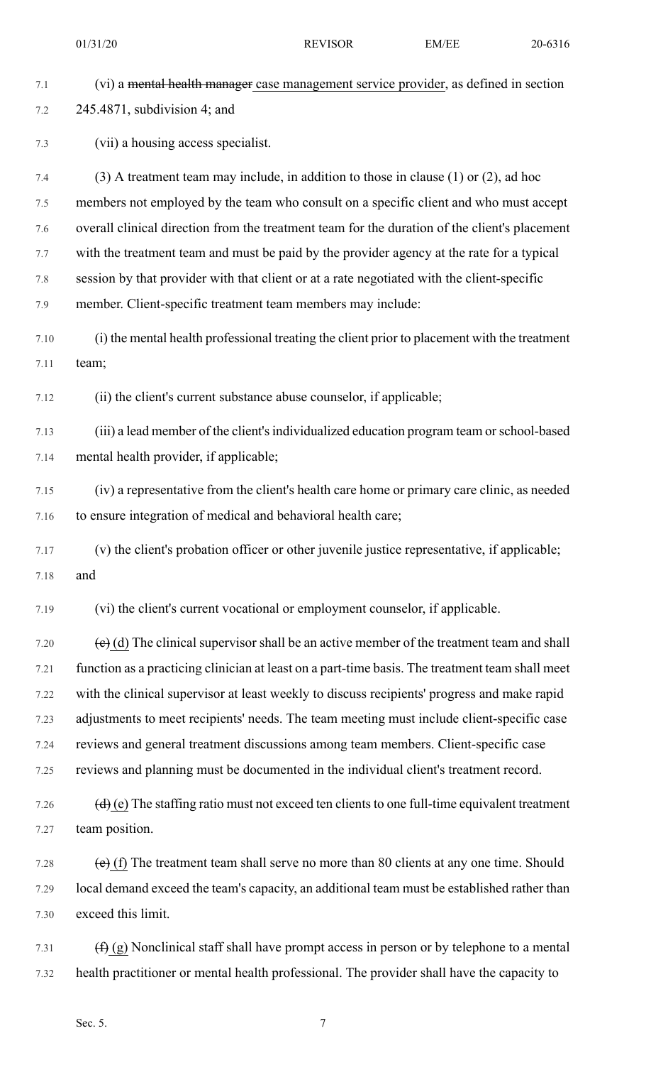(vi) a ~~mental health manager~~ case management service provider, as defined in section 245.4871, subdivision 4; and

(vii) a housing access specialist.

(3) A treatment team may include, in addition to those in clause (1) or (2), ad hoc members not employed by the team who consult on a specific client and who must accept overall clinical direction from the treatment team for the duration of the client's placement with the treatment team and must be paid by the provider agency at the rate for a typical session by that provider with that client or at a rate negotiated with the client-specific member. Client-specific treatment team members may include:

(i) the mental health professional treating the client prior to placement with the treatment team;

(ii) the client's current substance abuse counselor, if applicable;

(iii) a lead member of the client's individualized education program team or school-based mental health provider, if applicable;

(iv) a representative from the client's health care home or primary care clinic, as needed to ensure integration of medical and behavioral health care;

(v) the client's probation officer or other juvenile justice representative, if applicable; and

(vi) the client's current vocational or employment counselor, if applicable.

~~(c)~~ (d) The clinical supervisor shall be an active member of the treatment team and shall function as a practicing clinician at least on a part-time basis. The treatment team shall meet with the clinical supervisor at least weekly to discuss recipients' progress and make rapid adjustments to meet recipients' needs. The team meeting must include client-specific case reviews and general treatment discussions among team members. Client-specific case reviews and planning must be documented in the individual client's treatment record.

~~(d)~~ (e) The staffing ratio must not exceed ten clients to one full-time equivalent treatment team position.

~~(e)~~ (f) The treatment team shall serve no more than 80 clients at any one time. Should local demand exceed the team's capacity, an additional team must be established rather than exceed this limit.

~~(f)~~ (g) Nonclinical staff shall have prompt access in person or by telephone to a mental health practitioner or mental health professional. The provider shall have the capacity to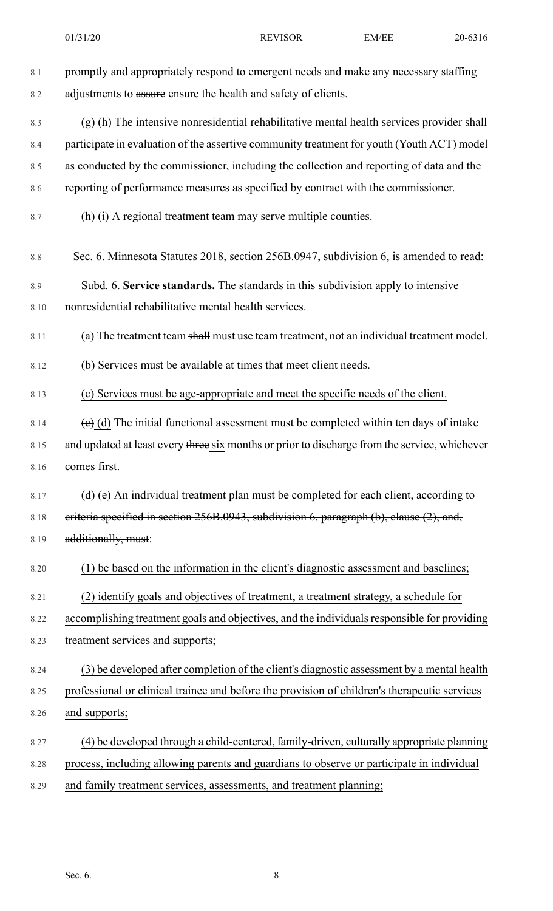promptly and appropriately respond to emergent needs and make any necessary staffing adjustments to ~~assure~~ ensure the health and safety of clients.

~~(g)~~ (h) The intensive nonresidential rehabilitative mental health services provider shall participate in evaluation of the assertive community treatment for youth (Youth ACT) model as conducted by the commissioner, including the collection and reporting of data and the reporting of performance measures as specified by contract with the commissioner.

~~(h)~~ (i) A regional treatment team may serve multiple counties.

Sec. 6. Minnesota Statutes 2018, section 256B.0947, subdivision 6, is amended to read:

Subd. 6. **Service standards.** The standards in this subdivision apply to intensive nonresidential rehabilitative mental health services.

(a) The treatment team ~~shall~~ must use team treatment, not an individual treatment model.

(b) Services must be available at times that meet client needs.

(c) Services must be age-appropriate and meet the specific needs of the client.

~~(c)~~ (d) The initial functional assessment must be completed within ten days of intake and updated at least every ~~three~~ six months or prior to discharge from the service, whichever comes first.

~~(d)~~ (e) An individual treatment plan must ~~be completed for each client, according to criteria specified in section 256B.0943, subdivision 6, paragraph (b), clause (2), and, additionally, must~~:

(1) be based on the information in the client's diagnostic assessment and baselines;

(2) identify goals and objectives of treatment, a treatment strategy, a schedule for accomplishing treatment goals and objectives, and the individuals responsible for providing treatment services and supports;

(3) be developed after completion of the client's diagnostic assessment by a mental health professional or clinical trainee and before the provision of children's therapeutic services and supports;

(4) be developed through a child-centered, family-driven, culturally appropriate planning process, including allowing parents and guardians to observe or participate in individual and family treatment services, assessments, and treatment planning;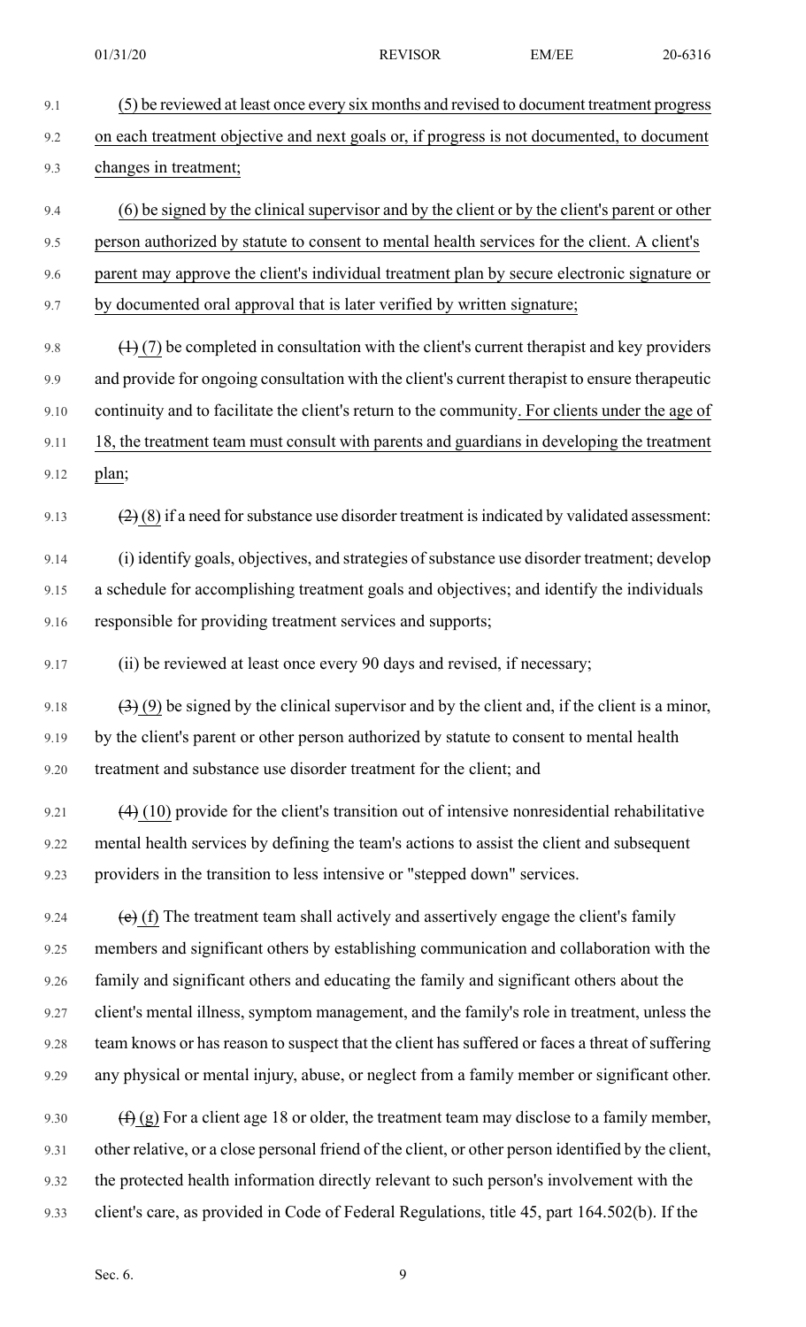(5) be reviewed at least once every six months and revised to document treatment progress on each treatment objective and next goals or, if progress is not documented, to document changes in treatment;

(6) be signed by the clinical supervisor and by the client or by the client's parent or other person authorized by statute to consent to mental health services for the client. A client's parent may approve the client's individual treatment plan by secure electronic signature or by documented oral approval that is later verified by written signature;

~~(1)~~ (7) be completed in consultation with the client's current therapist and key providers and provide for ongoing consultation with the client's current therapist to ensure therapeutic continuity and to facilitate the client's return to the community. For clients under the age of 18, the treatment team must consult with parents and guardians in developing the treatment plan;

~~(2)~~ (8) if a need for substance use disorder treatment is indicated by validated assessment:

(i) identify goals, objectives, and strategies of substance use disorder treatment; develop a schedule for accomplishing treatment goals and objectives; and identify the individuals responsible for providing treatment services and supports;

(ii) be reviewed at least once every 90 days and revised, if necessary;

~~(3)~~ (9) be signed by the clinical supervisor and by the client and, if the client is a minor, by the client's parent or other person authorized by statute to consent to mental health treatment and substance use disorder treatment for the client; and

~~(4)~~ (10) provide for the client's transition out of intensive nonresidential rehabilitative mental health services by defining the team's actions to assist the client and subsequent providers in the transition to less intensive or "stepped down" services.

~~(e)~~ (f) The treatment team shall actively and assertively engage the client's family members and significant others by establishing communication and collaboration with the family and significant others and educating the family and significant others about the client's mental illness, symptom management, and the family's role in treatment, unless the team knows or has reason to suspect that the client has suffered or faces a threat of suffering any physical or mental injury, abuse, or neglect from a family member or significant other.

~~(f)~~ (g) For a client age 18 or older, the treatment team may disclose to a family member, other relative, or a close personal friend of the client, or other person identified by the client, the protected health information directly relevant to such person's involvement with the client's care, as provided in Code of Federal Regulations, title 45, part 164.502(b). If the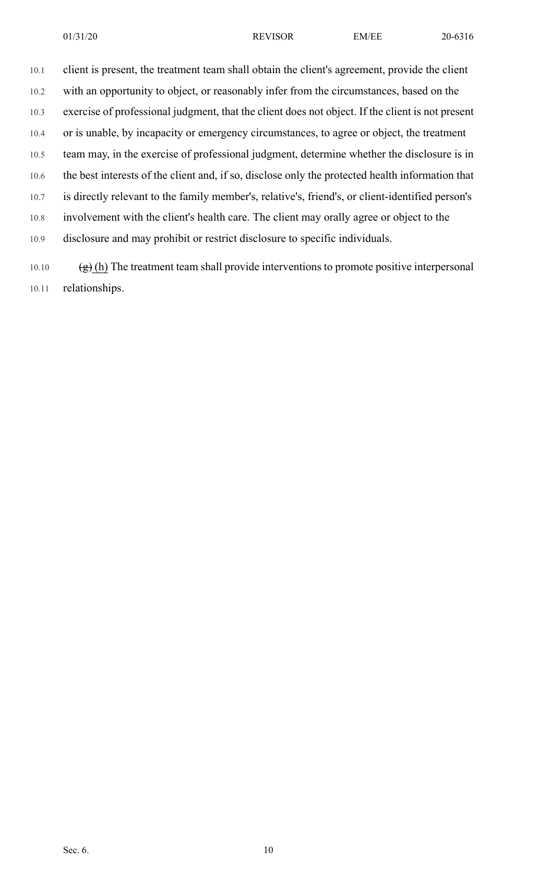client is present, the treatment team shall obtain the client's agreement, provide the client with an opportunity to object, or reasonably infer from the circumstances, based on the exercise of professional judgment, that the client does not object. If the client is not present or is unable, by incapacity or emergency circumstances, to agree or object, the treatment team may, in the exercise of professional judgment, determine whether the disclosure is in the best interests of the client and, if so, disclose only the protected health information that is directly relevant to the family member's, relative's, friend's, or client-identified person's involvement with the client's health care. The client may orally agree or object to the disclosure and may prohibit or restrict disclosure to specific individuals.

~~(g)~~ (h) The treatment team shall provide interventions to promote positive interpersonal relationships.